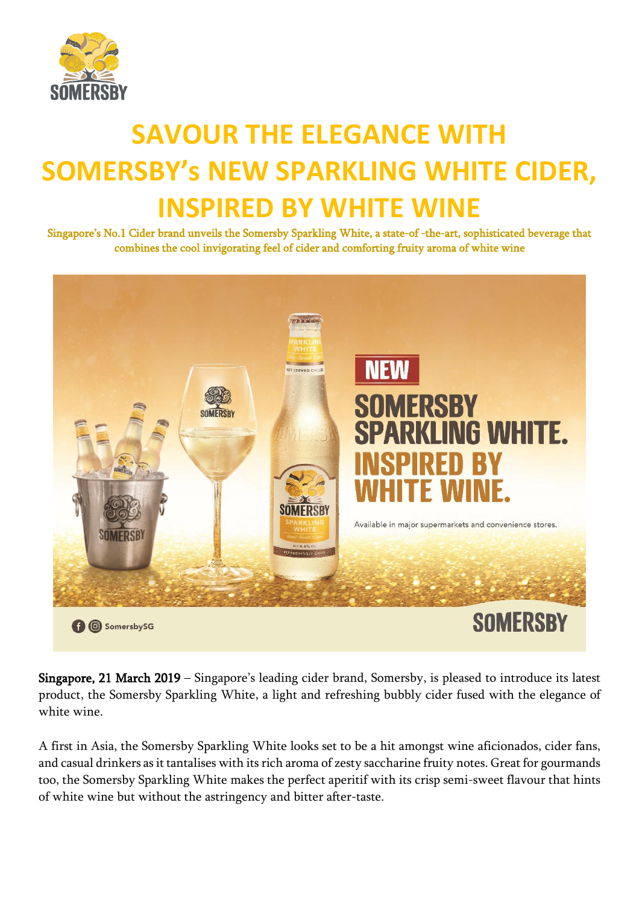# SAVOUR THE ELEGANCE WITH SOMERSBY's NEW SPARKLING WHITE CIDER, INSPIRED BY WHITE WINE

Singapore's No.1 Cider brand unveils the Somersby Sparkling White, a state-of -the-art, sophisticated beverage that combines the cool invigorating feel of cider and comforting fruity aroma of white wine

**Singapore, 21 March 2019** – Singapore's leading cider brand, Somersby, is pleased to introduce its latest product, the Somersby Sparkling White, a light and refreshing bubbly cider fused with the elegance of white wine.

A first in Asia, the Somersby Sparkling White looks set to be a hit amongst wine aficionados, cider fans, and casual drinkers as it tantalises with its rich aroma of zesty saccharine fruity notes. Great for gourmands too, the Somersby Sparkling White makes the perfect aperitif with its crisp semi-sweet flavour that hints of white wine but without the astringency and bitter after-taste.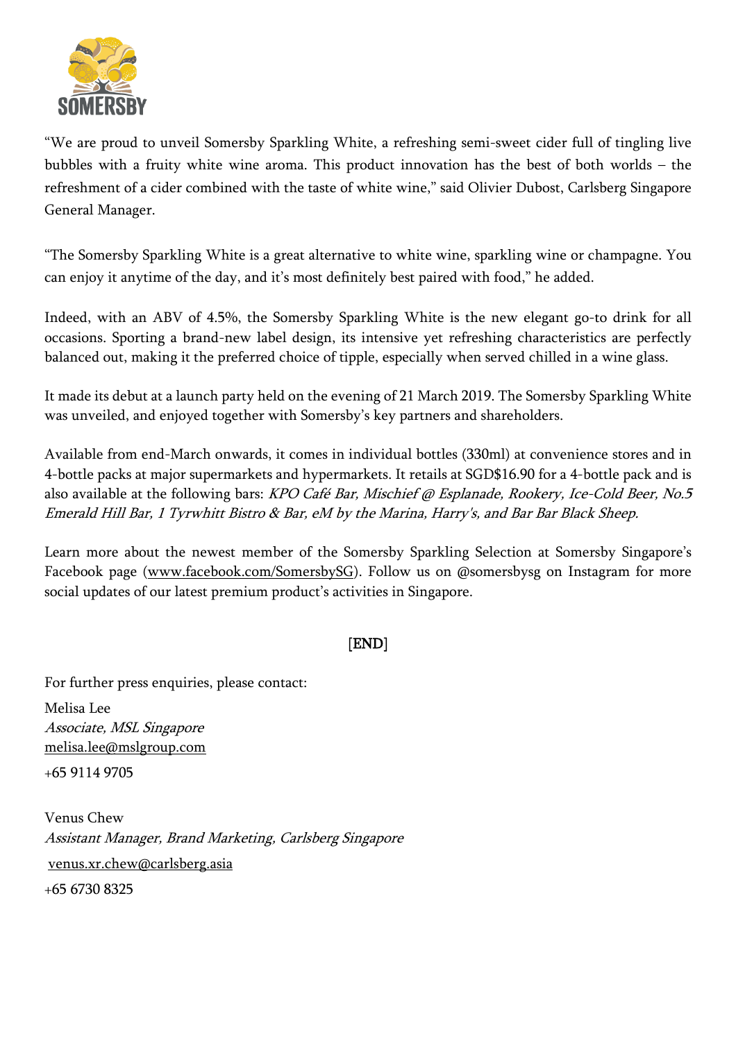"We are proud to unveil Somersby Sparkling White, a refreshing semi-sweet cider full of tingling live bubbles with a fruity white wine aroma. This product innovation has the best of both worlds – the refreshment of a cider combined with the taste of white wine," said Olivier Dubost, Carlsberg Singapore General Manager.

"The Somersby Sparkling White is a great alternative to white wine, sparkling wine or champagne. You can enjoy it anytime of the day, and it's most definitely best paired with food," he added.

Indeed, with an ABV of 4.5%, the Somersby Sparkling White is the new elegant go-to drink for all occasions. Sporting a brand-new label design, its intensive yet refreshing characteristics are perfectly balanced out, making it the preferred choice of tipple, especially when served chilled in a wine glass.

It made its debut at a launch party held on the evening of 21 March 2019. The Somersby Sparkling White was unveiled, and enjoyed together with Somersby's key partners and shareholders.

Available from end-March onwards, it comes in individual bottles (330ml) at convenience stores and in 4-bottle packs at major supermarkets and hypermarkets. It retails at SGD$16.90 for a 4-bottle pack and is also available at the following bars: *KPO Café Bar, Mischief @ Esplanade, Rookery, Ice-Cold Beer, No.5 Emerald Hill Bar, 1 Tyrwhitt Bistro & Bar, eM by the Marina, Harry's, and Bar Bar Black Sheep.*

Learn more about the newest member of the Somersby Sparkling Selection at Somersby Singapore's Facebook page (www.facebook.com/SomersbySG). Follow us on @somersbysg on Instagram for more social updates of our latest premium product's activities in Singapore.

[END]

For further press enquiries, please contact:

Melisa Lee
*Associate, MSL Singapore*
melisa.lee@mslgroup.com
+65 9114 9705

Venus Chew
*Assistant Manager, Brand Marketing, Carlsberg Singapore*
venus.xr.chew@carlsberg.asia
+65 6730 8325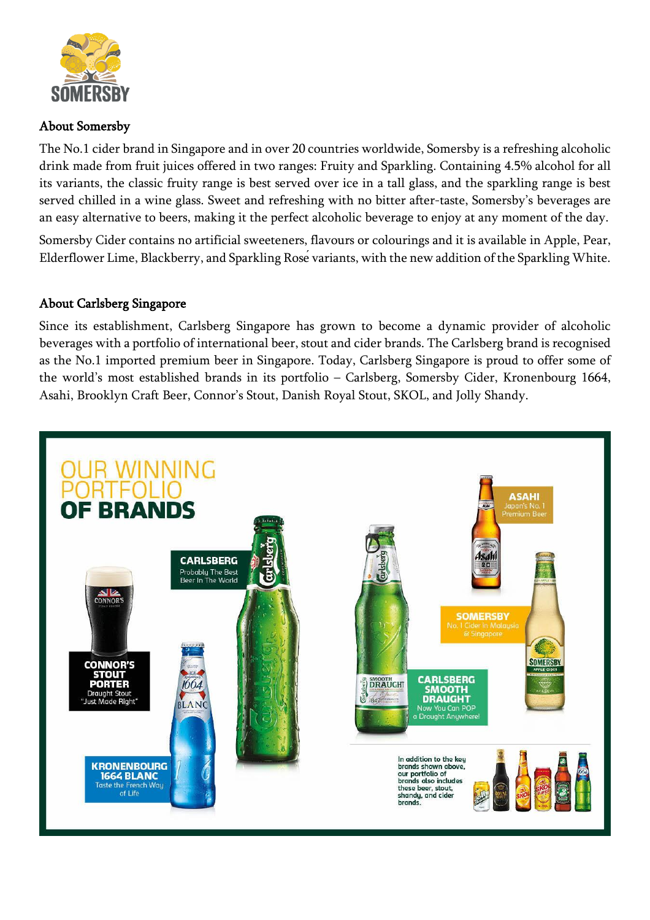SOMERSBY

### About Somersby

The No.1 cider brand in Singapore and in over 20 countries worldwide, Somersby is a refreshing alcoholic drink made from fruit juices offered in two ranges: Fruity and Sparkling. Containing 4.5% alcohol for all its variants, the classic fruity range is best served over ice in a tall glass, and the sparkling range is best served chilled in a wine glass. Sweet and refreshing with no bitter after-taste, Somersby's beverages are an easy alternative to beers, making it the perfect alcoholic beverage to enjoy at any moment of the day.

Somersby Cider contains no artificial sweeteners, flavours or colourings and it is available in Apple, Pear, Elderflower Lime, Blackberry, and Sparkling Rosé variants, with the new addition of the Sparkling White.

### About Carlsberg Singapore

Since its establishment, Carlsberg Singapore has grown to become a dynamic provider of alcoholic beverages with a portfolio of international beer, stout and cider brands. The Carlsberg brand is recognised as the No.1 imported premium beer in Singapore. Today, Carlsberg Singapore is proud to offer some of the world's most established brands in its portfolio – Carlsberg, Somersby Cider, Kronenbourg 1664, Asahi, Brooklyn Craft Beer, Connor's Stout, Danish Royal Stout, SKOL, and Jolly Shandy.

OUR WINNING PORTFOLIO OF BRANDS

CARLSBERG
Probably The Best Beer In The World

ASAHI
Japan's No. 1 Premium Beer

CONNOR'S STOUT PORTER
Draught Stout "Just Made Right"

SOMERSBY
No. 1 Cider in Malaysia & Singapore

CARLSBERG SMOOTH DRAUGHT
Now You Can POP a Draught Anywhere!

KRONENBOURG 1664 BLANC
Taste the French Way of Life

In addition to the key brands shown above, our portfolio of brands also includes these beer, stout, shandy, and cider brands.